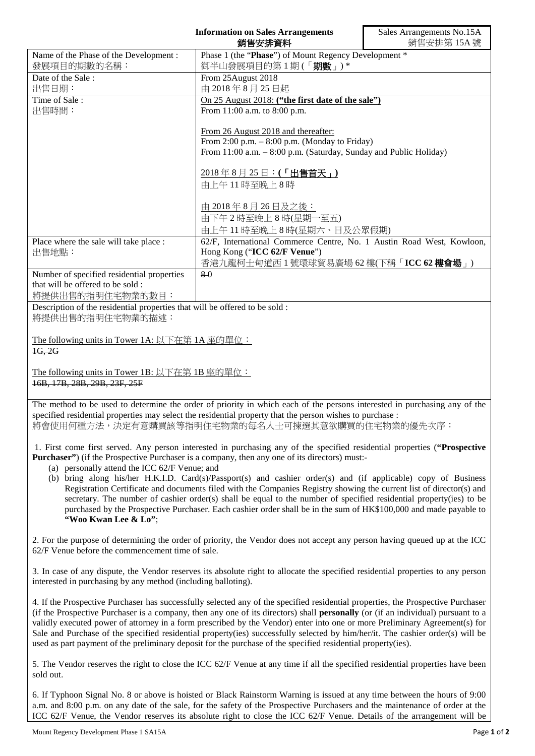**Information on Sales Arrangements**
**銷售安排資料**

Sales Arrangements No.15A
銷售安排第 15A 號

| | |
|---|---|
| Name of the Phase of the Development :<br>發展項目的期數的名稱： | Phase 1 (the "**Phase**") of Mount Regency Development *<br>御半山發展項目的第 1 期 (「**期數**」) * |
| Date of the Sale :<br>出售日期： | From 25August 2018<br>由 2018 年 8 月 25 日起 |
| Time of Sale :<br>出售時間： | <u>On 25 August 2018:</u> **<u>("the first date of the sale")</u>**<br>From 11:00 a.m. to 8:00 p.m.<br><br><u>From 26 August 2018 and thereafter:</u><br>From 2:00 p.m. – 8:00 p.m. (Monday to Friday)<br>From 11:00 a.m. – 8:00 p.m. (Saturday, Sunday and Public Holiday)<br><br><u>2018 年 8 月 25 日：</u>**<u>(「出售首天」)</u>**<br>由上午 11 時至晚上 8 時<br><br><u>由 2018 年 8 月 26 日及之後：</u><br>由下午 2 時至晚上 8 時(星期一至五)<br>由上午 11 時至晚上 8 時(星期六、日及公眾假期) |
| Place where the sale will take place :<br>出售地點： | 62/F, International Commerce Centre, No. 1 Austin Road West, Kowloon, Hong Kong ("**ICC 62/F Venue**")<br>香港九龍柯士甸道西 1 號環球貿易廣場 62 樓(下稱「**ICC 62 樓會場**」) |
| Number of specified residential properties that will be offered to be sold :<br>將提供出售的指明住宅物業的數目： | ~~8~~ 0 |

Description of the residential properties that will be offered to be sold :
將提供出售的指明住宅物業的描述：

<u>The following units in Tower 1A: 以下在第 1A 座的單位：</u>
~~1G, 2G~~

<u>The following units in Tower 1B: 以下在第 1B 座的單位：</u>
~~16B, 17B, 28B, 29B, 23F, 25F~~

The method to be used to determine the order of priority in which each of the persons interested in purchasing any of the specified residential properties may select the residential property that the person wishes to purchase :
將會使用何種方法，決定有意購買該等指明住宅物業的每名人士可揀選其意欲購買的住宅物業的優先次序：

1. First come first served. Any person interested in purchasing any of the specified residential properties (**"Prospective Purchaser"**) (if the Prospective Purchaser is a company, then any one of its directors) must:-
   (a) personally attend the ICC 62/F Venue; and
   (b) bring along his/her H.K.I.D. Card(s)/Passport(s) and cashier order(s) and (if applicable) copy of Business Registration Certificate and documents filed with the Companies Registry showing the current list of director(s) and secretary. The number of cashier order(s) shall be equal to the number of specified residential property(ies) to be purchased by the Prospective Purchaser. Each cashier order shall be in the sum of HK$100,000 and made payable to **"Woo Kwan Lee & Lo"**;

2. For the purpose of determining the order of priority, the Vendor does not accept any person having queued up at the ICC 62/F Venue before the commencement time of sale.

3. In case of any dispute, the Vendor reserves its absolute right to allocate the specified residential properties to any person interested in purchasing by any method (including balloting).

4. If the Prospective Purchaser has successfully selected any of the specified residential properties, the Prospective Purchaser (if the Prospective Purchaser is a company, then any one of its directors) shall **personally** (or (if an individual) pursuant to a validly executed power of attorney in a form prescribed by the Vendor) enter into one or more Preliminary Agreement(s) for Sale and Purchase of the specified residential property(ies) successfully selected by him/her/it. The cashier order(s) will be used as part payment of the preliminary deposit for the purchase of the specified residential property(ies).

5. The Vendor reserves the right to close the ICC 62/F Venue at any time if all the specified residential properties have been sold out.

6. If Typhoon Signal No. 8 or above is hoisted or Black Rainstorm Warning is issued at any time between the hours of 9:00 a.m. and 8:00 p.m. on any date of the sale, for the safety of the Prospective Purchasers and the maintenance of order at the ICC 62/F Venue, the Vendor reserves its absolute right to close the ICC 62/F Venue. Details of the arrangement will be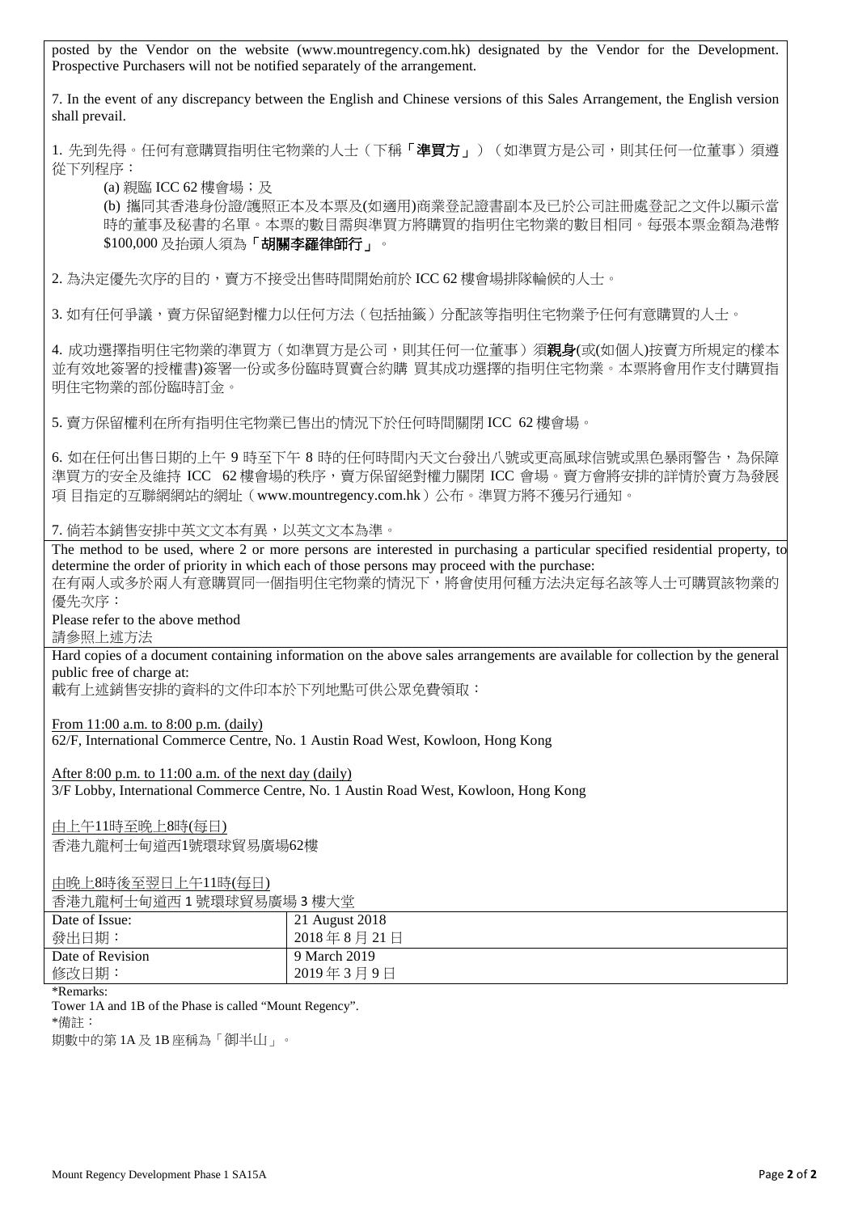posted by the Vendor on the website (www.mountregency.com.hk) designated by the Vendor for the Development. Prospective Purchasers will not be notified separately of the arrangement.

7. In the event of any discrepancy between the English and Chinese versions of this Sales Arrangement, the English version shall prevail.

1. 先到先得。任何有意購買指明住宅物業的人士（下稱**「準買方」**）（如準買方是公司，則其任何一位董事）須遵從下列程序：

(a) 親臨 ICC 62 樓會場；及

(b) 攜同其香港身份證/護照正本及本票及(如適用)商業登記證書副本及已於公司註冊處登記之文件以顯示當時的董事及秘書的名單。本票的數目需與準買方將購買的指明住宅物業的數目相同。每張本票金額為港幣$100,000 及抬頭人須為**「胡關李羅律師行」**。

2. 為決定優先次序的目的，賣方不接受出售時間開始前於 ICC 62 樓會場排隊輪候的人士。

3. 如有任何爭議，賣方保留絕對權力以任何方法（包括抽籤）分配該等指明住宅物業予任何有意購買的人士。

4. 成功選擇指明住宅物業的準買方（如準買方是公司，則其任何一位董事）須**親身**(或(如個人)按賣方所規定的樣本並有效地簽署的授權書)簽署一份或多份臨時買賣合約購 買其成功選擇的指明住宅物業。本票將會用作支付購買指明住宅物業的部份臨時訂金。

5. 賣方保留權利在所有指明住宅物業已售出的情況下於任何時間關閉 ICC 62 樓會場。

6. 如在任何出售日期的上午 9 時至下午 8 時的任何時間內天文台發出八號或更高風球信號或黑色暴雨警告，為保障準買方的安全及維持 ICC 62 樓會場的秩序，賣方保留絕對權力關閉 ICC 會場。賣方會將安排的詳情於賣方為發展項 目指定的互聯網網站的網址（www.mountregency.com.hk）公布。準買方將不獲另行通知。

7. 倘若本銷售安排中英文文本有異，以英文文本為準。

The method to be used, where 2 or more persons are interested in purchasing a particular specified residential property, to determine the order of priority in which each of those persons may proceed with the purchase:
在有兩人或多於兩人有意購買同一個指明住宅物業的情況下，將會使用何種方法決定每名該等人士可購買該物業的優先次序：

Please refer to the above method
請參照上述方法

Hard copies of a document containing information on the above sales arrangements are available for collection by the general public free of charge at:
載有上述銷售安排的資料的文件印本於下列地點可供公眾免費領取：

From 11:00 a.m. to 8:00 p.m. (daily)
62/F, International Commerce Centre, No. 1 Austin Road West, Kowloon, Hong Kong

After 8:00 p.m. to 11:00 a.m. of the next day (daily)
3/F Lobby, International Commerce Centre, No. 1 Austin Road West, Kowloon, Hong Kong

由上午11時至晚上8時(每日)
香港九龍柯士甸道西1號環球貿易廣場62樓

由晚上8時後至翌日上午11時(每日)
香港九龍柯士甸道西 1 號環球貿易廣場 3 樓大堂

| | |
|---|---|
| Date of Issue:<br>發出日期： | 21 August 2018<br>2018 年 8 月 21 日 |
| Date of Revision<br>修改日期： | 9 March 2019<br>2019 年 3 月 9 日 |

*Remarks:
Tower 1A and 1B of the Phase is called "Mount Regency".
*備註：
期數中的第 1A 及 1B 座稱為「御半山」。